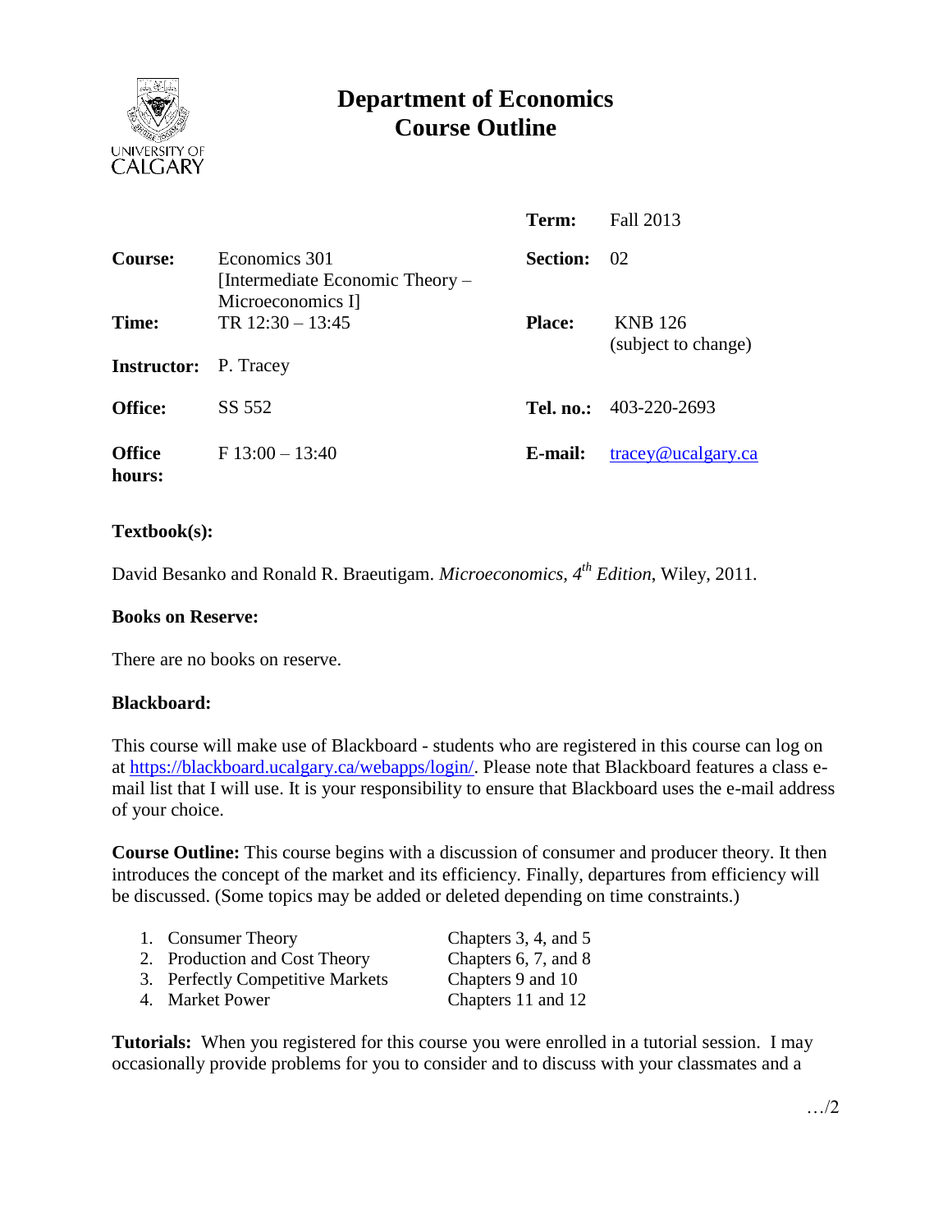# Department of Economics
# Course Outline

| | | | |
|---|---|---|---|
| | | **Term:** | Fall 2013 |
| **Course:** | Economics 301 [Intermediate Economic Theory – Microeconomics I] | **Section:** | 02 |
| **Time:** | TR 12:30 – 13:45 | **Place:** | KNB 126 (subject to change) |
| **Instructor:** | P. Tracey | | |
| **Office:** | SS 552 | **Tel. no.:** | 403-220-2693 |
| **Office hours:** | F 13:00 – 13:40 | **E-mail:** | tracey@ucalgary.ca |

**Textbook(s):**

David Besanko and Ronald R. Braeutigam. *Microeconomics, 4th Edition*, Wiley, 2011.

**Books on Reserve:**

There are no books on reserve.

**Blackboard:**

This course will make use of Blackboard - students who are registered in this course can log on at https://blackboard.ucalgary.ca/webapps/login/. Please note that Blackboard features a class e-mail list that I will use. It is your responsibility to ensure that Blackboard uses the e-mail address of your choice.

**Course Outline:** This course begins with a discussion of consumer and producer theory. It then introduces the concept of the market and its efficiency. Finally, departures from efficiency will be discussed. (Some topics may be added or deleted depending on time constraints.)

| | |
|---|---|
| 1. Consumer Theory | Chapters 3, 4, and 5 |
| 2. Production and Cost Theory | Chapters 6, 7, and 8 |
| 3. Perfectly Competitive Markets | Chapters 9 and 10 |
| 4. Market Power | Chapters 11 and 12 |

**Tutorials:** When you registered for this course you were enrolled in a tutorial session. I may occasionally provide problems for you to consider and to discuss with your classmates and a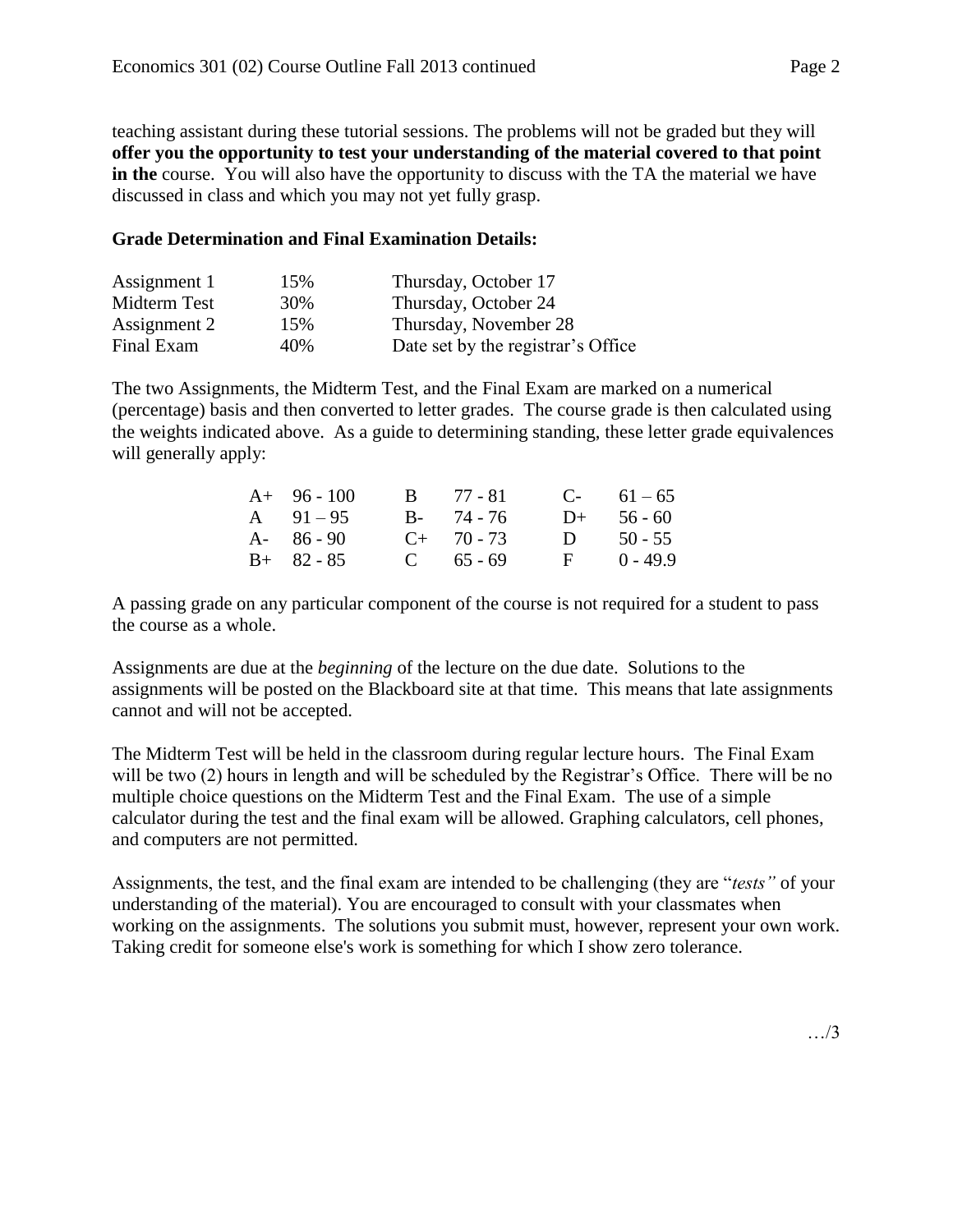teaching assistant during these tutorial sessions. The problems will not be graded but they will **offer you the opportunity to test your understanding of the material covered to that point in the** course. You will also have the opportunity to discuss with the TA the material we have discussed in class and which you may not yet fully grasp.

**Grade Determination and Final Examination Details:**

| | | |
|---|---|---|
| Assignment 1 | 15% | Thursday, October 17 |
| Midterm Test | 30% | Thursday, October 24 |
| Assignment 2 | 15% | Thursday, November 28 |
| Final Exam | 40% | Date set by the registrar's Office |

The two Assignments, the Midterm Test, and the Final Exam are marked on a numerical (percentage) basis and then converted to letter grades. The course grade is then calculated using the weights indicated above. As a guide to determining standing, these letter grade equivalences will generally apply:

| | | | | | |
|---|---|---|---|---|---|
| A+ | 96 - 100 | B | 77 - 81 | C- | 61 – 65 |
| A | 91 – 95 | B- | 74 - 76 | D+ | 56 - 60 |
| A- | 86 - 90 | C+ | 70 - 73 | D | 50 - 55 |
| B+ | 82 - 85 | C | 65 - 69 | F | 0 - 49.9 |

A passing grade on any particular component of the course is not required for a student to pass the course as a whole.

Assignments are due at the *beginning* of the lecture on the due date. Solutions to the assignments will be posted on the Blackboard site at that time. This means that late assignments cannot and will not be accepted.

The Midterm Test will be held in the classroom during regular lecture hours. The Final Exam will be two (2) hours in length and will be scheduled by the Registrar's Office. There will be no multiple choice questions on the Midterm Test and the Final Exam. The use of a simple calculator during the test and the final exam will be allowed. Graphing calculators, cell phones, and computers are not permitted.

Assignments, the test, and the final exam are intended to be challenging (they are "*tests"* of your understanding of the material). You are encouraged to consult with your classmates when working on the assignments. The solutions you submit must, however, represent your own work. Taking credit for someone else's work is something for which I show zero tolerance.

…/3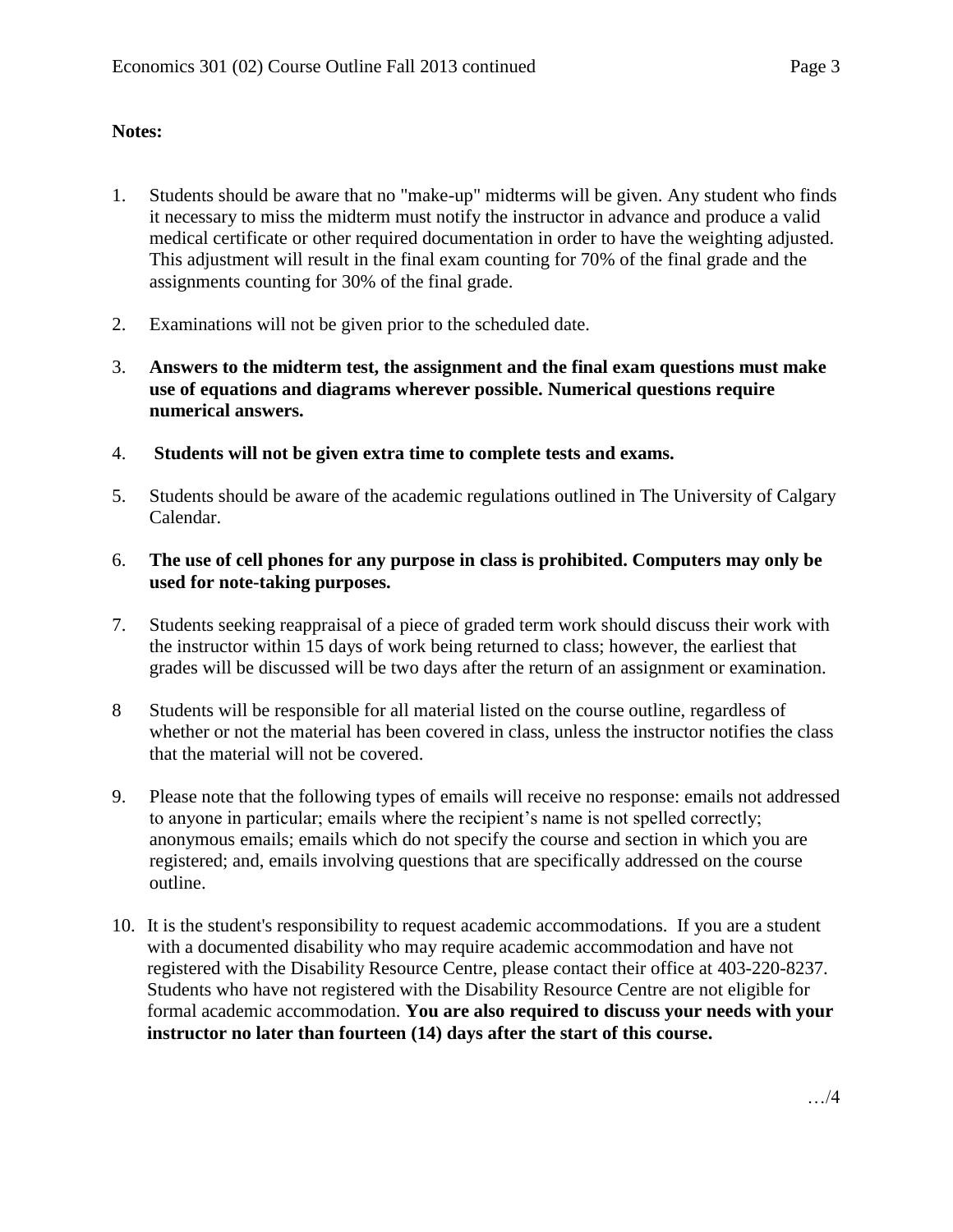**Notes:**

1. Students should be aware that no "make-up" midterms will be given. Any student who finds it necessary to miss the midterm must notify the instructor in advance and produce a valid medical certificate or other required documentation in order to have the weighting adjusted. This adjustment will result in the final exam counting for 70% of the final grade and the assignments counting for 30% of the final grade.

2. Examinations will not be given prior to the scheduled date.

3. **Answers to the midterm test, the assignment and the final exam questions must make use of equations and diagrams wherever possible. Numerical questions require numerical answers.**

4. **Students will not be given extra time to complete tests and exams.**

5. Students should be aware of the academic regulations outlined in The University of Calgary Calendar.

6. **The use of cell phones for any purpose in class is prohibited. Computers may only be used for note-taking purposes.**

7. Students seeking reappraisal of a piece of graded term work should discuss their work with the instructor within 15 days of work being returned to class; however, the earliest that grades will be discussed will be two days after the return of an assignment or examination.

8. Students will be responsible for all material listed on the course outline, regardless of whether or not the material has been covered in class, unless the instructor notifies the class that the material will not be covered.

9. Please note that the following types of emails will receive no response: emails not addressed to anyone in particular; emails where the recipient's name is not spelled correctly; anonymous emails; emails which do not specify the course and section in which you are registered; and, emails involving questions that are specifically addressed on the course outline.

10. It is the student's responsibility to request academic accommodations. If you are a student with a documented disability who may require academic accommodation and have not registered with the Disability Resource Centre, please contact their office at 403-220-8237. Students who have not registered with the Disability Resource Centre are not eligible for formal academic accommodation. **You are also required to discuss your needs with your instructor no later than fourteen (14) days after the start of this course.**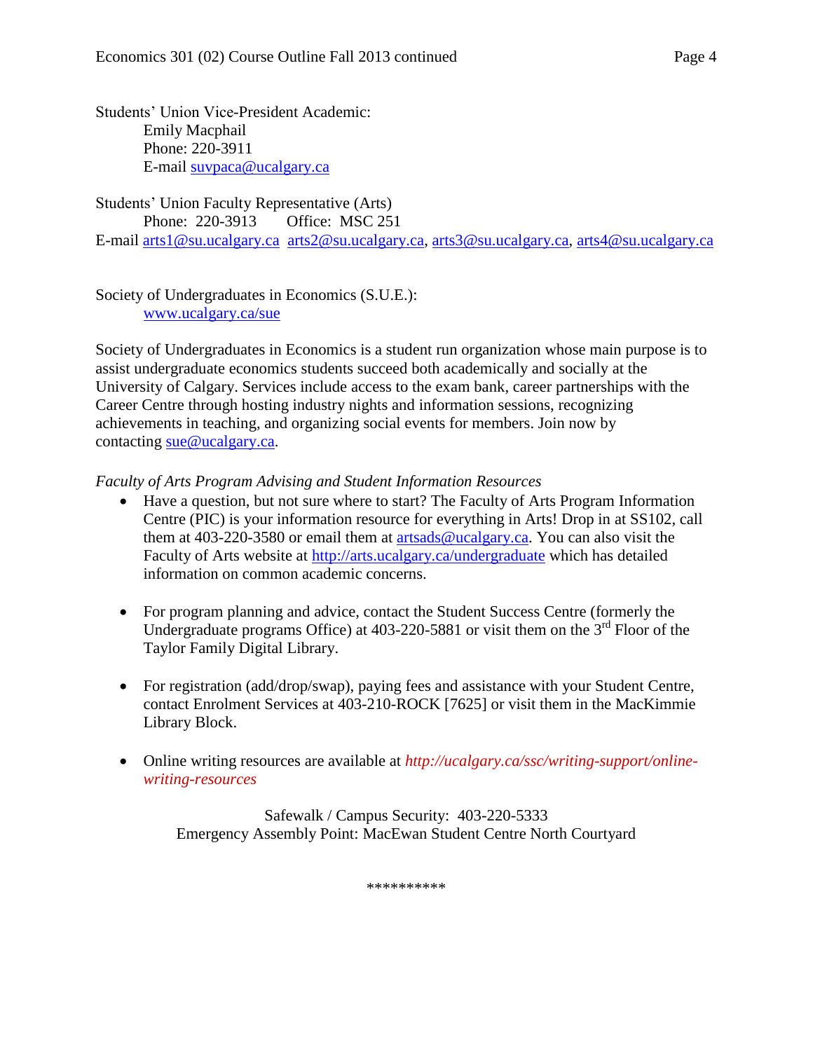Students' Union Vice-President Academic:

Emily Macphail
Phone: 220-3911
E-mail suvpaca@ucalgary.ca

Students' Union Faculty Representative (Arts)

Phone: 220-3913 Office: MSC 251

E-mail arts1@su.ucalgary.ca arts2@su.ucalgary.ca, arts3@su.ucalgary.ca, arts4@su.ucalgary.ca

Society of Undergraduates in Economics (S.U.E.):

www.ucalgary.ca/sue

Society of Undergraduates in Economics is a student run organization whose main purpose is to assist undergraduate economics students succeed both academically and socially at the University of Calgary. Services include access to the exam bank, career partnerships with the Career Centre through hosting industry nights and information sessions, recognizing achievements in teaching, and organizing social events for members. Join now by contacting sue@ucalgary.ca.

*Faculty of Arts Program Advising and Student Information Resources*

- Have a question, but not sure where to start? The Faculty of Arts Program Information Centre (PIC) is your information resource for everything in Arts! Drop in at SS102, call them at 403-220-3580 or email them at artsads@ucalgary.ca. You can also visit the Faculty of Arts website at http://arts.ucalgary.ca/undergraduate which has detailed information on common academic concerns.

- For program planning and advice, contact the Student Success Centre (formerly the Undergraduate programs Office) at 403-220-5881 or visit them on the 3rd Floor of the Taylor Family Digital Library.

- For registration (add/drop/swap), paying fees and assistance with your Student Centre, contact Enrolment Services at 403-210-ROCK [7625] or visit them in the MacKimmie Library Block.

- Online writing resources are available at *http://ucalgary.ca/ssc/writing-support/online-writing-resources*

Safewalk / Campus Security: 403-220-5333
Emergency Assembly Point: MacEwan Student Centre North Courtyard

**********